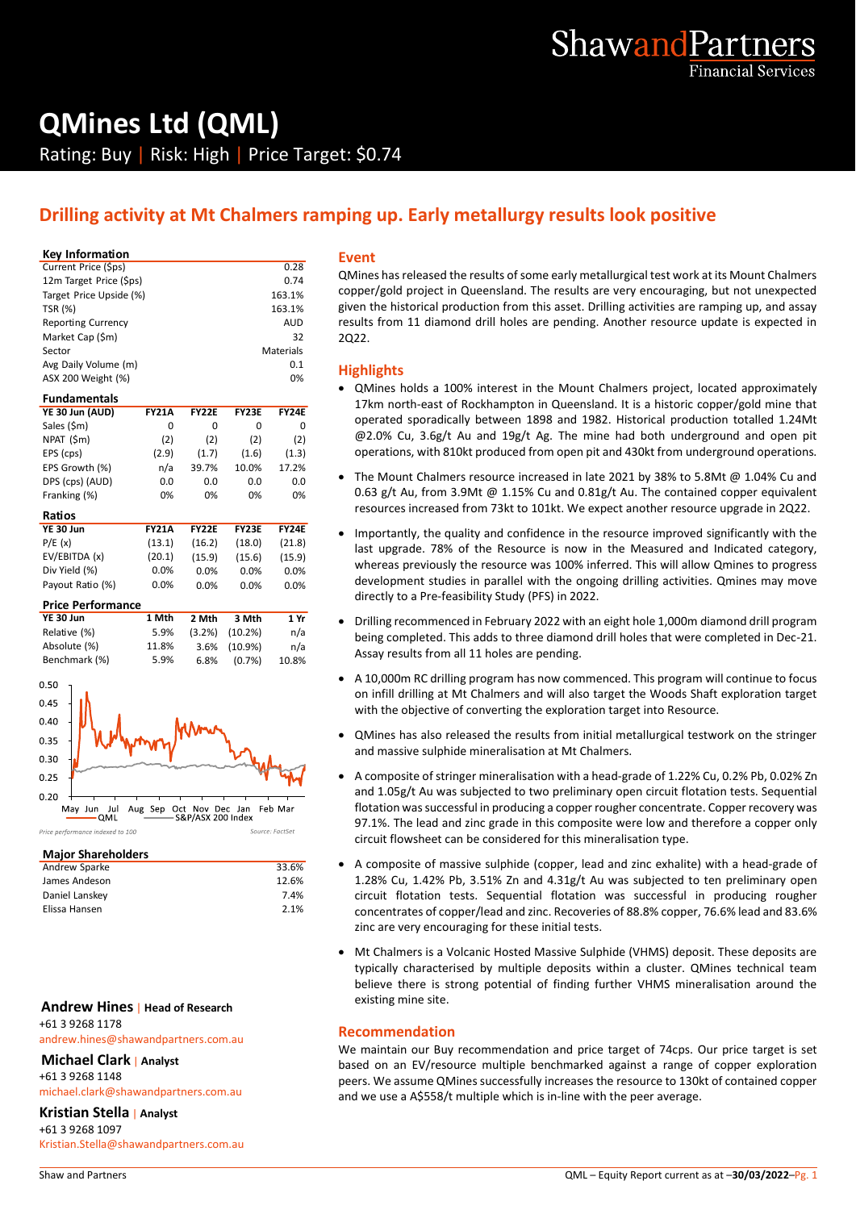# QMines Ltd (QML)

Rating: Buy | Risk: High | Price Target: $0.74

## Drilling activity at Mt Chalmers ramping up. Early metallurgy results look positive

### Key Information

| | |
|---|---|
| Current Price ($ps) | 0.28 |
| 12m Target Price ($ps) | 0.74 |
| Target Price Upside (%) | 163.1% |
| TSR (%) | 163.1% |
| Reporting Currency | AUD |
| Market Cap ($m) | 32 |
| Sector | Materials |
| Avg Daily Volume (m) | 0.1 |
| ASX 200 Weight (%) | 0% |

### Fundamentals

| YE 30 Jun (AUD) | FY21A | FY22E | FY23E | FY24E |
|---|---|---|---|---|
| Sales ($m) | 0 | 0 | 0 | 0 |
| NPAT ($m) | (2) | (2) | (2) | (2) |
| EPS (cps) | (2.9) | (1.7) | (1.6) | (1.3) |
| EPS Growth (%) | n/a | 39.7% | 10.0% | 17.2% |
| DPS (cps) (AUD) | 0.0 | 0.0 | 0.0 | 0.0 |
| Franking (%) | 0% | 0% | 0% | 0% |

### Ratios

| YE 30 Jun | FY21A | FY22E | FY23E | FY24E |
|---|---|---|---|---|
| P/E (x) | (13.1) | (16.2) | (18.0) | (21.8) |
| EV/EBITDA (x) | (20.1) | (15.9) | (15.6) | (15.9) |
| Div Yield (%) | 0.0% | 0.0% | 0.0% | 0.0% |
| Payout Ratio (%) | 0.0% | 0.0% | 0.0% | 0.0% |

### Price Performance

| YE 30 Jun | 1 Mth | 2 Mth | 3 Mth | 1 Yr |
|---|---|---|---|---|
| Relative (%) | 5.9% | (3.2%) | (10.2%) | n/a |
| Absolute (%) | 11.8% | 3.6% | (10.9%) | n/a |
| Benchmark (%) | 5.9% | 6.8% | (0.7%) | 10.8% |

*Price performance indexed to 100* — Source: FactSet

### Major Shareholders

| | |
|---|---|
| Andrew Sparke | 33.6% |
| James Andeson | 12.6% |
| Daniel Lanskey | 7.4% |
| Elissa Hansen | 2.1% |

**Andrew Hines** | **Head of Research**
+61 3 9268 1178
andrew.hines@shawandpartners.com.au

**Michael Clark** | **Analyst**
+61 3 9268 1148
michael.clark@shawandpartners.com.au

**Kristian Stella** | **Analyst**
+61 3 9268 1097
Kristian.Stella@shawandpartners.com.au

## Event

QMines has released the results of some early metallurgical test work at its Mount Chalmers copper/gold project in Queensland. The results are very encouraging, but not unexpected given the historical production from this asset. Drilling activities are ramping up, and assay results from 11 diamond drill holes are pending. Another resource update is expected in 2Q22.

## Highlights

- QMines holds a 100% interest in the Mount Chalmers project, located approximately 17km north-east of Rockhampton in Queensland. It is a historic copper/gold mine that operated sporadically between 1898 and 1982. Historical production totalled 1.24Mt @2.0% Cu, 3.6g/t Au and 19g/t Ag. The mine had both underground and open pit operations, with 810kt produced from open pit and 430kt from underground operations.
- The Mount Chalmers resource increased in late 2021 by 38% to 5.8Mt @ 1.04% Cu and 0.63 g/t Au, from 3.9Mt @ 1.15% Cu and 0.81g/t Au. The contained copper equivalent resources increased from 73kt to 101kt. We expect another resource upgrade in 2Q22.
- Importantly, the quality and confidence in the resource improved significantly with the last upgrade. 78% of the Resource is now in the Measured and Indicated category, whereas previously the resource was 100% inferred. This will allow Qmines to progress development studies in parallel with the ongoing drilling activities. Qmines may move directly to a Pre-feasibility Study (PFS) in 2022.
- Drilling recommenced in February 2022 with an eight hole 1,000m diamond drill program being completed. This adds to three diamond drill holes that were completed in Dec-21. Assay results from all 11 holes are pending.
- A 10,000m RC drilling program has now commenced. This program will continue to focus on infill drilling at Mt Chalmers and will also target the Woods Shaft exploration target with the objective of converting the exploration target into Resource.
- QMines has also released the results from initial metallurgical testwork on the stringer and massive sulphide mineralisation at Mt Chalmers.
- A composite of stringer mineralisation with a head-grade of 1.22% Cu, 0.2% Pb, 0.02% Zn and 1.05g/t Au was subjected to two preliminary open circuit flotation tests. Sequential flotation was successful in producing a copper rougher concentrate. Copper recovery was 97.1%. The lead and zinc grade in this composite were low and therefore a copper only circuit flowsheet can be considered for this mineralisation type.
- A composite of massive sulphide (copper, lead and zinc exhalite) with a head-grade of 1.28% Cu, 1.42% Pb, 3.51% Zn and 4.31g/t Au was subjected to ten preliminary open circuit flotation tests. Sequential flotation was successful in producing rougher concentrates of copper/lead and zinc. Recoveries of 88.8% copper, 76.6% lead and 83.6% zinc are very encouraging for these initial tests.
- Mt Chalmers is a Volcanic Hosted Massive Sulphide (VHMS) deposit. These deposits are typically characterised by multiple deposits within a cluster. QMines technical team believe there is strong potential of finding further VHMS mineralisation around the existing mine site.

## Recommendation

We maintain our Buy recommendation and price target of 74cps. Our price target is set based on an EV/resource multiple benchmarked against a range of copper exploration peers. We assume QMines successfully increases the resource to 130kt of contained copper and we use a A$558/t multiple which is in-line with the peer average.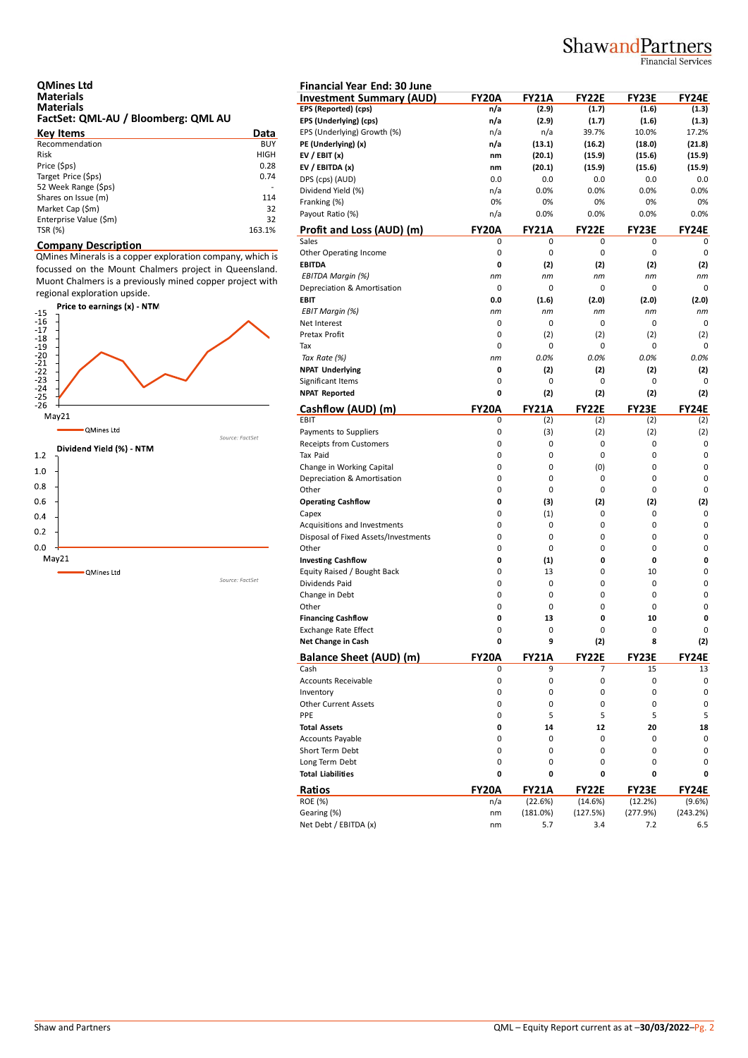## QMines Ltd
### Materials
### Materials
### FactSet: QML-AU / Bloomberg: QML AU

| Key Items | Data |
|---|---|
| Recommendation | BUY |
| Risk | HIGH |
| Price ($ps) | 0.28 |
| Target Price ($ps) | 0.74 |
| 52 Week Range ($ps) | - |
| Shares on Issue (m) | 114 |
| Market Cap ($m) | 32 |
| Enterprise Value ($m) | 32 |
| TSR (%) | 163.1% |

### Company Description

QMines Minerals is a copper exploration company, which is focussed on the Mount Chalmers project in Queensland. Muont Chalmers is a previously mined copper project with regional exploration upside.

**Price to earnings (x) - NTM**

-15, -16, -17, -18, -19, -20, -21, -22, -23, -24, -25, -26

May21

QMines Ltd

Source: FactSet

**Dividend Yield (%) - NTM**

1.2, 1.0, 0.8, 0.6, 0.4, 0.2, 0.0

May21

QMines Ltd

Source: FactSet

**Financial Year End: 30 June**

| Investment Summary (AUD) | FY20A | FY21A | FY22E | FY23E | FY24E |
|---|---|---|---|---|---|
| **EPS (Reported) (cps)** | **n/a** | **(2.9)** | **(1.7)** | **(1.6)** | **(1.3)** |
| **EPS (Underlying) (cps)** | **n/a** | **(2.9)** | **(1.7)** | **(1.6)** | **(1.3)** |
| EPS (Underlying) Growth (%) | n/a | n/a | 39.7% | 10.0% | 17.2% |
| **PE (Underlying) (x)** | **n/a** | **(13.1)** | **(16.2)** | **(18.0)** | **(21.8)** |
| **EV / EBIT (x)** | **nm** | **(20.1)** | **(15.9)** | **(15.6)** | **(15.9)** |
| **EV / EBITDA (x)** | **nm** | **(20.1)** | **(15.9)** | **(15.6)** | **(15.9)** |
| DPS (cps) (AUD) | 0.0 | 0.0 | 0.0 | 0.0 | 0.0 |
| Dividend Yield (%) | n/a | 0.0% | 0.0% | 0.0% | 0.0% |
| Franking (%) | 0% | 0% | 0% | 0% | 0% |
| Payout Ratio (%) | n/a | 0.0% | 0.0% | 0.0% | 0.0% |

| Profit and Loss (AUD) (m) | FY20A | FY21A | FY22E | FY23E | FY24E |
|---|---|---|---|---|---|
| Sales | 0 | 0 | 0 | 0 | 0 |
| Other Operating Income | 0 | 0 | 0 | 0 | 0 |
| **EBITDA** | **0** | **(2)** | **(2)** | **(2)** | **(2)** |
| *EBITDA Margin (%)* | *nm* | *nm* | *nm* | *nm* | *nm* |
| Depreciation & Amortisation | 0 | 0 | 0 | 0 | 0 |
| **EBIT** | **0.0** | **(1.6)** | **(2.0)** | **(2.0)** | **(2.0)** |
| *EBIT Margin (%)* | *nm* | *nm* | *nm* | *nm* | *nm* |
| Net Interest | 0 | 0 | 0 | 0 | 0 |
| Pretax Profit | 0 | (2) | (2) | (2) | (2) |
| Tax | 0 | 0 | 0 | 0 | 0 |
| *Tax Rate (%)* | *nm* | *0.0%* | *0.0%* | *0.0%* | *0.0%* |
| **NPAT Underlying** | **0** | **(2)** | **(2)** | **(2)** | **(2)** |
| Significant Items | 0 | 0 | 0 | 0 | 0 |
| **NPAT Reported** | **0** | **(2)** | **(2)** | **(2)** | **(2)** |

| Cashflow (AUD) (m) | FY20A | FY21A | FY22E | FY23E | FY24E |
|---|---|---|---|---|---|
| EBIT | 0 | (2) | (2) | (2) | (2) |
| Payments to Suppliers | 0 | (3) | (2) | (2) | (2) |
| Receipts from Customers | 0 | 0 | 0 | 0 | 0 |
| Tax Paid | 0 | 0 | 0 | 0 | 0 |
| Change in Working Capital | 0 | 0 | (0) | 0 | 0 |
| Depreciation & Amortisation | 0 | 0 | 0 | 0 | 0 |
| Other | 0 | 0 | 0 | 0 | 0 |
| **Operating Cashflow** | **0** | **(3)** | **(2)** | **(2)** | **(2)** |
| Capex | 0 | (1) | 0 | 0 | 0 |
| Acquisitions and Investments | 0 | 0 | 0 | 0 | 0 |
| Disposal of Fixed Assets/Investments | 0 | 0 | 0 | 0 | 0 |
| Other | 0 | 0 | 0 | 0 | 0 |
| **Investing Cashflow** | **0** | **(1)** | **0** | **0** | **0** |
| Equity Raised / Bought Back | 0 | 13 | 0 | 10 | 0 |
| Dividends Paid | 0 | 0 | 0 | 0 | 0 |
| Change in Debt | 0 | 0 | 0 | 0 | 0 |
| Other | 0 | 0 | 0 | 0 | 0 |
| **Financing Cashflow** | **0** | **13** | **0** | **10** | **0** |
| Exchange Rate Effect | 0 | 0 | 0 | 0 | 0 |
| **Net Change in Cash** | **0** | **9** | **(2)** | **8** | **(2)** |

| Balance Sheet (AUD) (m) | FY20A | FY21A | FY22E | FY23E | FY24E |
|---|---|---|---|---|---|
| Cash | 0 | 9 | 7 | 15 | 13 |
| Accounts Receivable | 0 | 0 | 0 | 0 | 0 |
| Inventory | 0 | 0 | 0 | 0 | 0 |
| Other Current Assets | 0 | 0 | 0 | 0 | 0 |
| PPE | 0 | 5 | 5 | 5 | 5 |
| **Total Assets** | **0** | **14** | **12** | **20** | **18** |
| Accounts Payable | 0 | 0 | 0 | 0 | 0 |
| Short Term Debt | 0 | 0 | 0 | 0 | 0 |
| Long Term Debt | 0 | 0 | 0 | 0 | 0 |
| **Total Liabilities** | **0** | **0** | **0** | **0** | **0** |

| Ratios | FY20A | FY21A | FY22E | FY23E | FY24E |
|---|---|---|---|---|---|
| ROE (%) | n/a | (22.6%) | (14.6%) | (12.2%) | (9.6%) |
| Gearing (%) | nm | (181.0%) | (127.5%) | (277.9%) | (243.2%) |
| Net Debt / EBITDA (x) | nm | 5.7 | 3.4 | 7.2 | 6.5 |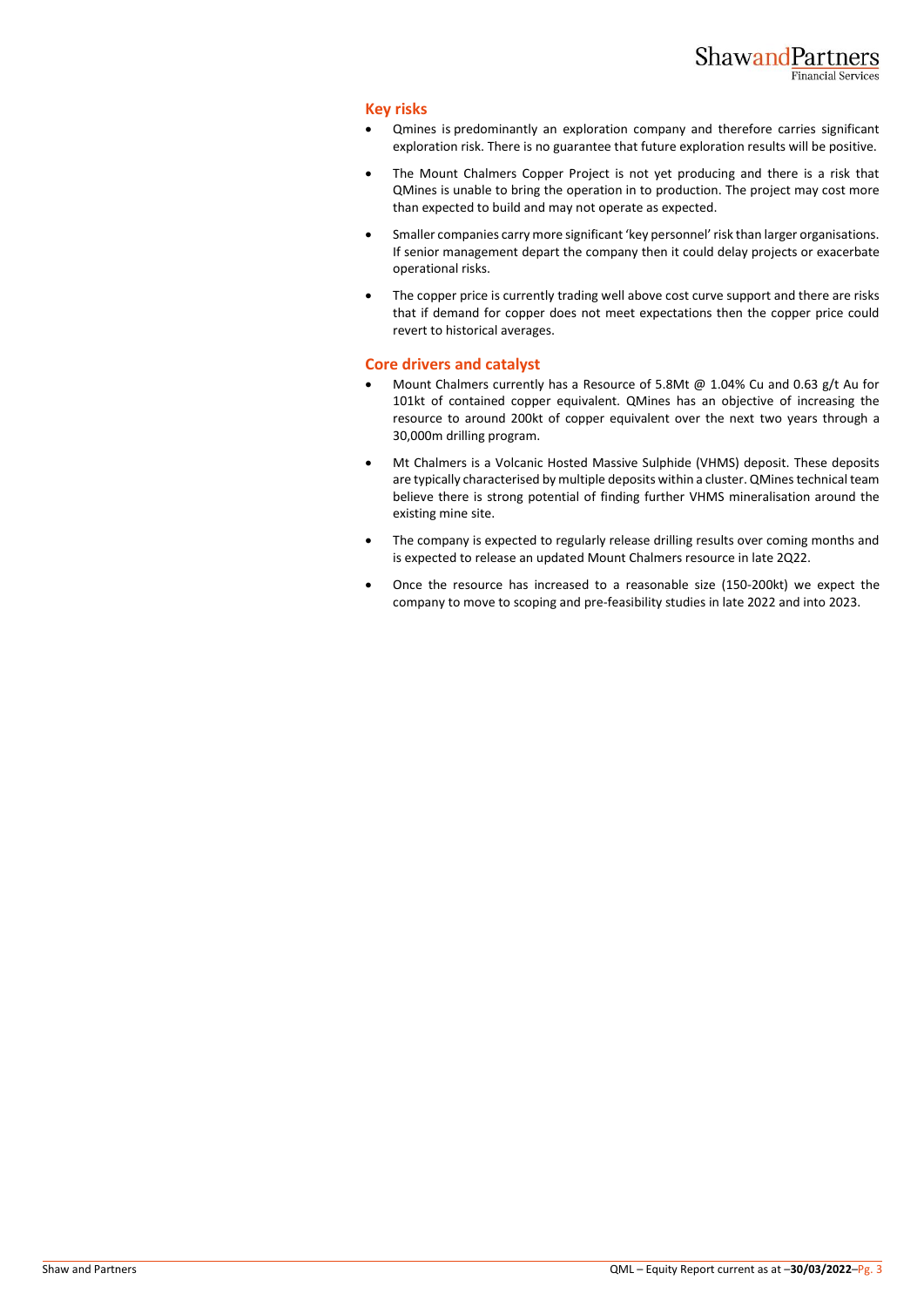## Key risks

- Qmines is predominantly an exploration company and therefore carries significant exploration risk. There is no guarantee that future exploration results will be positive.
- The Mount Chalmers Copper Project is not yet producing and there is a risk that QMines is unable to bring the operation in to production. The project may cost more than expected to build and may not operate as expected.
- Smaller companies carry more significant 'key personnel' risk than larger organisations. If senior management depart the company then it could delay projects or exacerbate operational risks.
- The copper price is currently trading well above cost curve support and there are risks that if demand for copper does not meet expectations then the copper price could revert to historical averages.

## Core drivers and catalyst

- Mount Chalmers currently has a Resource of 5.8Mt @ 1.04% Cu and 0.63 g/t Au for 101kt of contained copper equivalent. QMines has an objective of increasing the resource to around 200kt of copper equivalent over the next two years through a 30,000m drilling program.
- Mt Chalmers is a Volcanic Hosted Massive Sulphide (VHMS) deposit. These deposits are typically characterised by multiple deposits within a cluster. QMines technical team believe there is strong potential of finding further VHMS mineralisation around the existing mine site.
- The company is expected to regularly release drilling results over coming months and is expected to release an updated Mount Chalmers resource in late 2Q22.
- Once the resource has increased to a reasonable size (150-200kt) we expect the company to move to scoping and pre-feasibility studies in late 2022 and into 2023.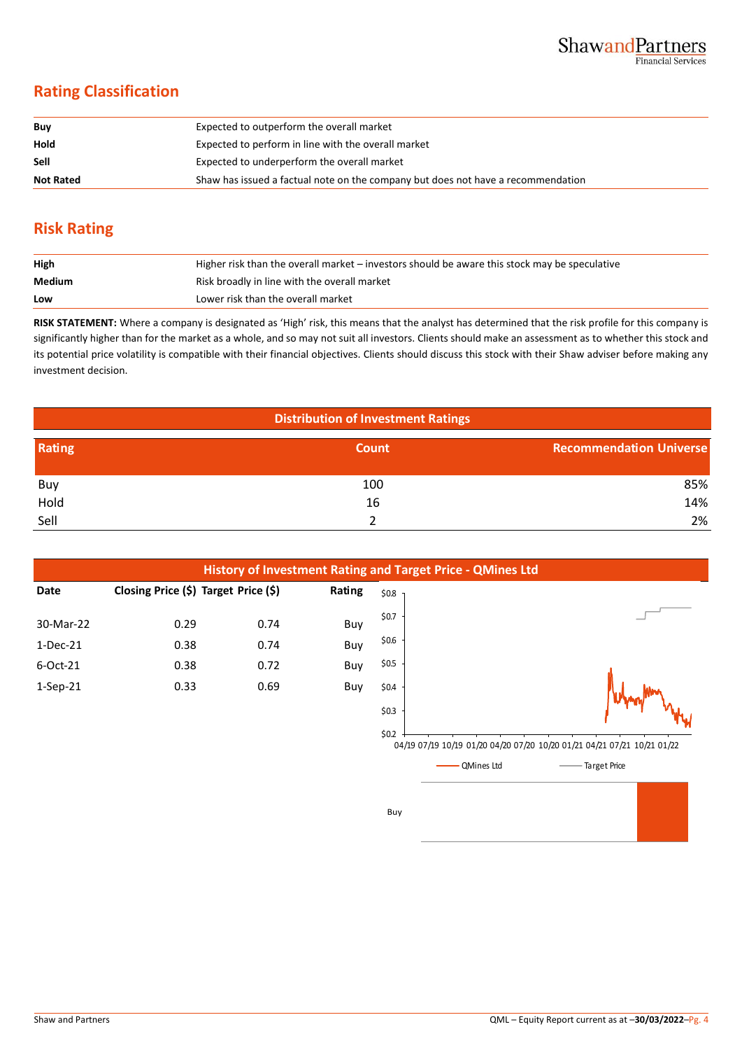## Rating Classification

| | |
|---|---|
| **Buy** | Expected to outperform the overall market |
| **Hold** | Expected to perform in line with the overall market |
| **Sell** | Expected to underperform the overall market |
| **Not Rated** | Shaw has issued a factual note on the company but does not have a recommendation |

## Risk Rating

| | |
|---|---|
| **High** | Higher risk than the overall market – investors should be aware this stock may be speculative |
| **Medium** | Risk broadly in line with the overall market |
| **Low** | Lower risk than the overall market |

**RISK STATEMENT:** Where a company is designated as 'High' risk, this means that the analyst has determined that the risk profile for this company is significantly higher than for the market as a whole, and so may not suit all investors. Clients should make an assessment as to whether this stock and its potential price volatility is compatible with their financial objectives. Clients should discuss this stock with their Shaw adviser before making any investment decision.

### Distribution of Investment Ratings

| Rating | Count | Recommendation Universe |
|---|---|---|
| Buy | 100 | 85% |
| Hold | 16 | 14% |
| Sell | 2 | 2% |

### History of Investment Rating and Target Price - QMines Ltd

| Date | Closing Price ($) | Target Price ($) | Rating |
|---|---|---|---|
| 30-Mar-22 | 0.29 | 0.74 | Buy |
| 1-Dec-21 | 0.38 | 0.74 | Buy |
| 6-Oct-21 | 0.38 | 0.72 | Buy |
| 1-Sep-21 | 0.33 | 0.69 | Buy |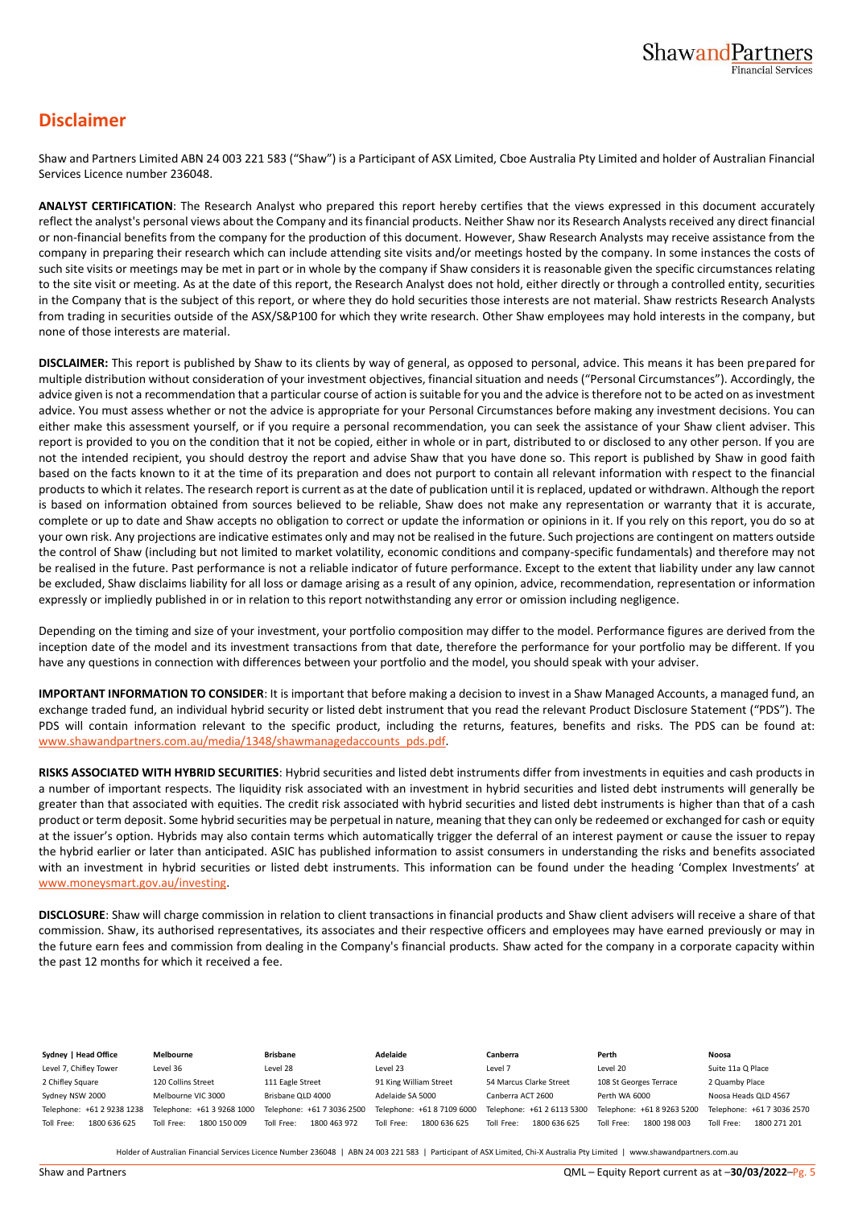# Disclaimer

Shaw and Partners Limited ABN 24 003 221 583 ("Shaw") is a Participant of ASX Limited, Cboe Australia Pty Limited and holder of Australian Financial Services Licence number 236048.

**ANALYST CERTIFICATION**: The Research Analyst who prepared this report hereby certifies that the views expressed in this document accurately reflect the analyst's personal views about the Company and its financial products. Neither Shaw nor its Research Analysts received any direct financial or non-financial benefits from the company for the production of this document. However, Shaw Research Analysts may receive assistance from the company in preparing their research which can include attending site visits and/or meetings hosted by the company. In some instances the costs of such site visits or meetings may be met in part or in whole by the company if Shaw considers it is reasonable given the specific circumstances relating to the site visit or meeting. As at the date of this report, the Research Analyst does not hold, either directly or through a controlled entity, securities in the Company that is the subject of this report, or where they do hold securities those interests are not material. Shaw restricts Research Analysts from trading in securities outside of the ASX/S&P100 for which they write research. Other Shaw employees may hold interests in the company, but none of those interests are material.

**DISCLAIMER:** This report is published by Shaw to its clients by way of general, as opposed to personal, advice. This means it has been prepared for multiple distribution without consideration of your investment objectives, financial situation and needs ("Personal Circumstances"). Accordingly, the advice given is not a recommendation that a particular course of action is suitable for you and the advice is therefore not to be acted on as investment advice. You must assess whether or not the advice is appropriate for your Personal Circumstances before making any investment decisions. You can either make this assessment yourself, or if you require a personal recommendation, you can seek the assistance of your Shaw client adviser. This report is provided to you on the condition that it not be copied, either in whole or in part, distributed to or disclosed to any other person. If you are not the intended recipient, you should destroy the report and advise Shaw that you have done so. This report is published by Shaw in good faith based on the facts known to it at the time of its preparation and does not purport to contain all relevant information with respect to the financial products to which it relates. The research report is current as at the date of publication until it is replaced, updated or withdrawn. Although the report is based on information obtained from sources believed to be reliable, Shaw does not make any representation or warranty that it is accurate, complete or up to date and Shaw accepts no obligation to correct or update the information or opinions in it. If you rely on this report, you do so at your own risk. Any projections are indicative estimates only and may not be realised in the future. Such projections are contingent on matters outside the control of Shaw (including but not limited to market volatility, economic conditions and company-specific fundamentals) and therefore may not be realised in the future. Past performance is not a reliable indicator of future performance. Except to the extent that liability under any law cannot be excluded, Shaw disclaims liability for all loss or damage arising as a result of any opinion, advice, recommendation, representation or information expressly or impliedly published in or in relation to this report notwithstanding any error or omission including negligence.

Depending on the timing and size of your investment, your portfolio composition may differ to the model. Performance figures are derived from the inception date of the model and its investment transactions from that date, therefore the performance for your portfolio may be different. If you have any questions in connection with differences between your portfolio and the model, you should speak with your adviser.

**IMPORTANT INFORMATION TO CONSIDER**: It is important that before making a decision to invest in a Shaw Managed Accounts, a managed fund, an exchange traded fund, an individual hybrid security or listed debt instrument that you read the relevant Product Disclosure Statement ("PDS"). The PDS will contain information relevant to the specific product, including the returns, features, benefits and risks. The PDS can be found at: www.shawandpartners.com.au/media/1348/shawmanagedaccounts_pds.pdf.

**RISKS ASSOCIATED WITH HYBRID SECURITIES**: Hybrid securities and listed debt instruments differ from investments in equities and cash products in a number of important respects. The liquidity risk associated with an investment in hybrid securities and listed debt instruments will generally be greater than that associated with equities. The credit risk associated with hybrid securities and listed debt instruments is higher than that of a cash product or term deposit. Some hybrid securities may be perpetual in nature, meaning that they can only be redeemed or exchanged for cash or equity at the issuer's option. Hybrids may also contain terms which automatically trigger the deferral of an interest payment or cause the issuer to repay the hybrid earlier or later than anticipated. ASIC has published information to assist consumers in understanding the risks and benefits associated with an investment in hybrid securities or listed debt instruments. This information can be found under the heading 'Complex Investments' at www.moneysmart.gov.au/investing.

**DISCLOSURE**: Shaw will charge commission in relation to client transactions in financial products and Shaw client advisers will receive a share of that commission. Shaw, its authorised representatives, its associates and their respective officers and employees may have earned previously or may in the future earn fees and commission from dealing in the Company's financial products. Shaw acted for the company in a corporate capacity within the past 12 months for which it received a fee.

| Sydney \| Head Office | Melbourne | Brisbane | Adelaide | Canberra | Perth | Noosa |
|---|---|---|---|---|---|---|
| Level 7, Chifley Tower | Level 36 | Level 28 | Level 23 | Level 7 | Level 20 | Suite 11a Q Place |
| 2 Chifley Square | 120 Collins Street | 111 Eagle Street | 91 King William Street | 54 Marcus Clarke Street | 108 St Georges Terrace | 2 Quamby Place |
| Sydney NSW 2000 | Melbourne VIC 3000 | Brisbane QLD 4000 | Adelaide SA 5000 | Canberra ACT 2600 | Perth WA 6000 | Noosa Heads QLD 4567 |
| Telephone: +61 2 9238 1238 | Telephone: +61 3 9268 1000 | Telephone: +61 7 3036 2500 | Telephone: +61 8 7109 6000 | Telephone: +61 2 6113 5300 | Telephone: +61 8 9263 5200 | Telephone: +61 7 3036 2570 |
| Toll Free: 1800 636 625 | Toll Free: 1800 150 009 | Toll Free: 1800 463 972 | Toll Free: 1800 636 625 | Toll Free: 1800 636 625 | Toll Free: 1800 198 003 | Toll Free: 1800 271 201 |

Holder of Australian Financial Services Licence Number 236048 | ABN 24 003 221 583 | Participant of ASX Limited, Chi-X Australia Pty Limited | www.shawandpartners.com.au